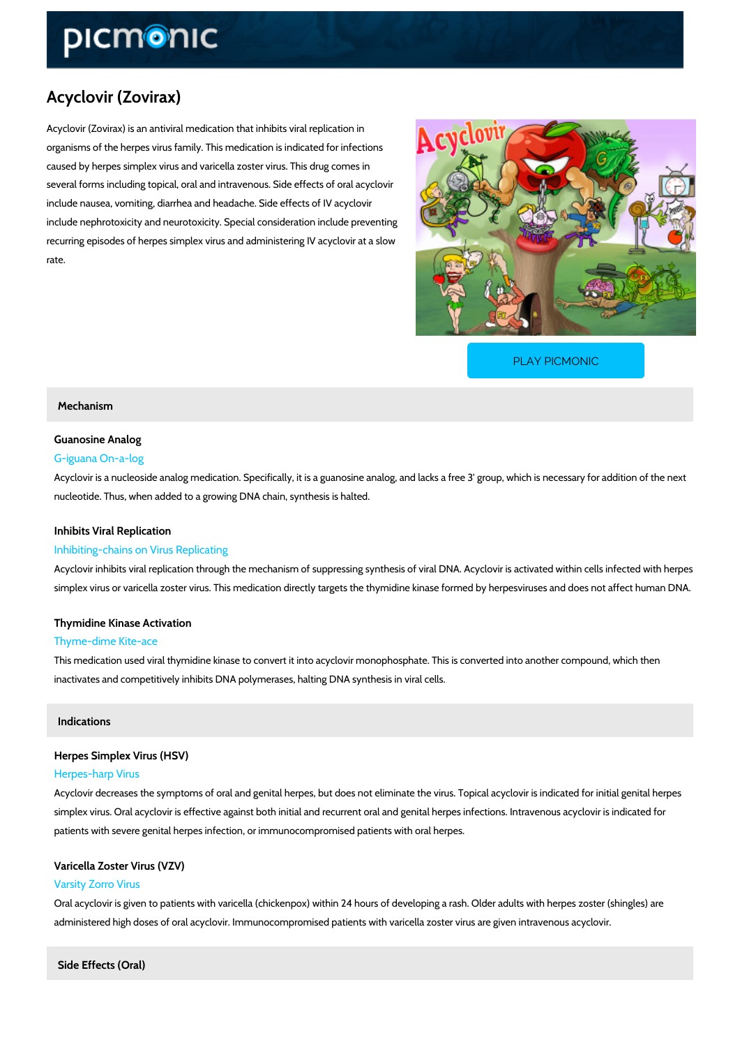# Acyclovir (Zovirax)

Acyclovir (Zovirax) is an antiviral medication that inhibits viral replication in organisms of the herpes virus family. This medication is indicated for infections caused by herpes simplex virus and varicella zoster virus. This drug comes in several forms including topical, oral and intravenous. Side effects of oral acyclovir include nausea, vomiting, diarrhea and headache. Side effects of IV acyclovir include nephrotoxicity and neurotoxicity. Special consideration include preventing recurring episodes of herpes simplex virus and administering IV acyclovir at a slow rate.

PLAY PICMONIC

## Mechanism

### Guanosine Analog

G-iguana On-a-log

Acyclovir is a nucleoside analog medication. Specifically, it is a guanosine analog, and lacks a free 3' group, which is necessary for addition of the next nucleotide. Thus, when added to a growing DNA chain, synthesis is halted.

### Inhibits Viral Replication

Inhibiting-chains on Virus Replicating

Acyclovir inhibits viral replication through the mechanism of suppressing synthesis of viral DNA. Acyclovir is activated within cells infected with herpes simplex virus or varicella zoster virus. This medication directly targets the thymidine kinase formed by herpesviruses and does not affect human DNA.

### Thymidine Kinase Activation

Thyme-dime Kite-ace

This medication used viral thymidine kinase to convert it into acyclovir monophosphate. This is converted into another compound, which then inactivates and competitively inhibits DNA polymerases, halting DNA synthesis in viral cells.

## Indications

### Herpes Simplex Virus (HSV)

Herpes-harp Virus

Acyclovir decreases the symptoms of oral and genital herpes, but does not eliminate the virus. Topical acyclovir is indicated for initial genital herpes simplex virus. Oral acyclovir is effective against both initial and recurrent oral and genital herpes infections. Intravenous acyclovir is indicated for patients with severe genital herpes infection, or immunocompromised patients with oral herpes.

### Varicella Zoster Virus (VZV)

Varsity Zorro Virus

Oral acyclovir is given to patients with varicella (chickenpox) within 24 hours of developing a rash. Older adults with herpes zoster (shingles) are administered high doses of oral acyclovir. Immunocompromised patients with varicella zoster virus are given intravenous acyclovir.

## Side Effects (Oral)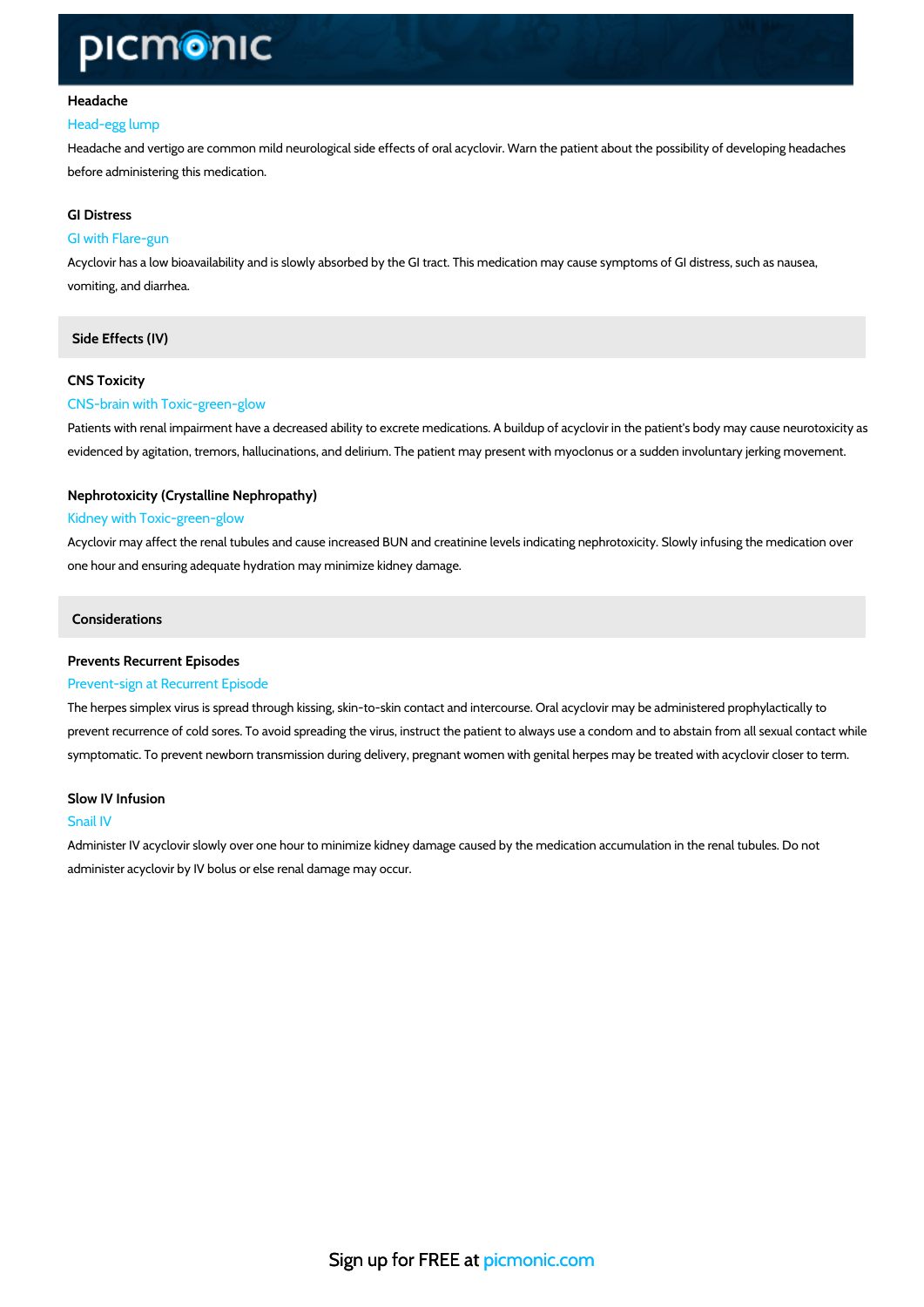### Headache

Head-egg lump

Headache and vertigo are common mild neurological side effects of oral acyclovir. Warn the patient about the possibility of developing headaches before administering this medication.

### GI Distress

GI with Flare-gun

Acyclovir has a low bioavailability and is slowly absorbed by the GI tract. This medication may cause symptoms of GI distress, such as nausea, vomiting, and diarrhea.

## Side Effects (IV)

### CNS Toxicity

CNS-brain with Toxic-green-glow

Patients with renal impairment have a decreased ability to excrete medications. A buildup of acyclovir in the patient's body may cause neurotoxicity as evidenced by agitation, tremors, hallucinations, and delirium. The patient may present with myoclonus or a sudden involuntary jerking movement.

### Nephrotoxicity (Crystalline Nephropathy)

Kidney with Toxic-green-glow

Acyclovir may affect the renal tubules and cause increased BUN and creatinine levels indicating nephrotoxicity. Slowly infusing the medication over one hour and ensuring adequate hydration may minimize kidney damage.

## Considerations

### Prevents Recurrent Episodes

Prevent-sign at Recurrent Episode

The herpes simplex virus is spread through kissing, skin-to-skin contact and intercourse. Oral acyclovir may be administered prophylactically to prevent recurrence of cold sores. To avoid spreading the virus, instruct the patient to always use a condom and to abstain from all sexual contact while symptomatic. To prevent newborn transmission during delivery, pregnant women with genital herpes may be treated with acyclovir closer to term.

### Slow IV Infusion

Snail IV

Administer IV acyclovir slowly over one hour to minimize kidney damage caused by the medication accumulation in the renal tubules. Do not administer acyclovir by IV bolus or else renal damage may occur.